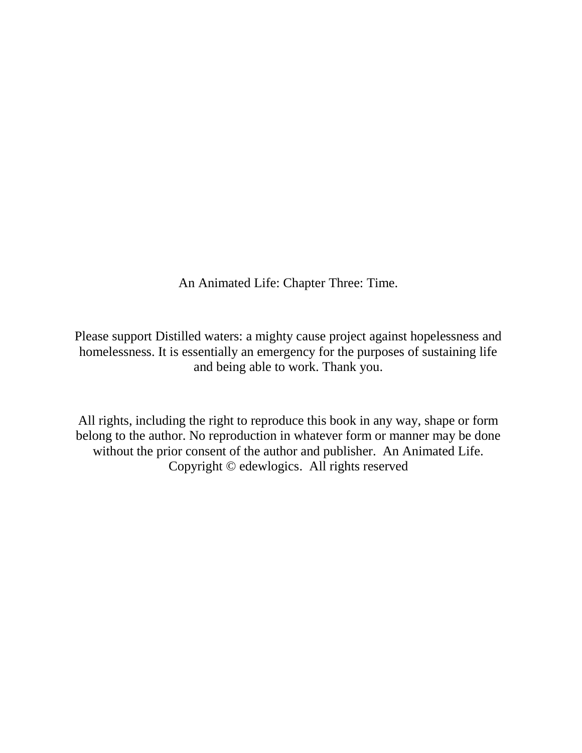An Animated Life: Chapter Three: Time.

Please support Distilled waters: a mighty cause project against hopelessness and homelessness. It is essentially an emergency for the purposes of sustaining life and being able to work. Thank you.

All rights, including the right to reproduce this book in any way, shape or form belong to the author. No reproduction in whatever form or manner may be done without the prior consent of the author and publisher. An Animated Life. Copyright © edewlogics. All rights reserved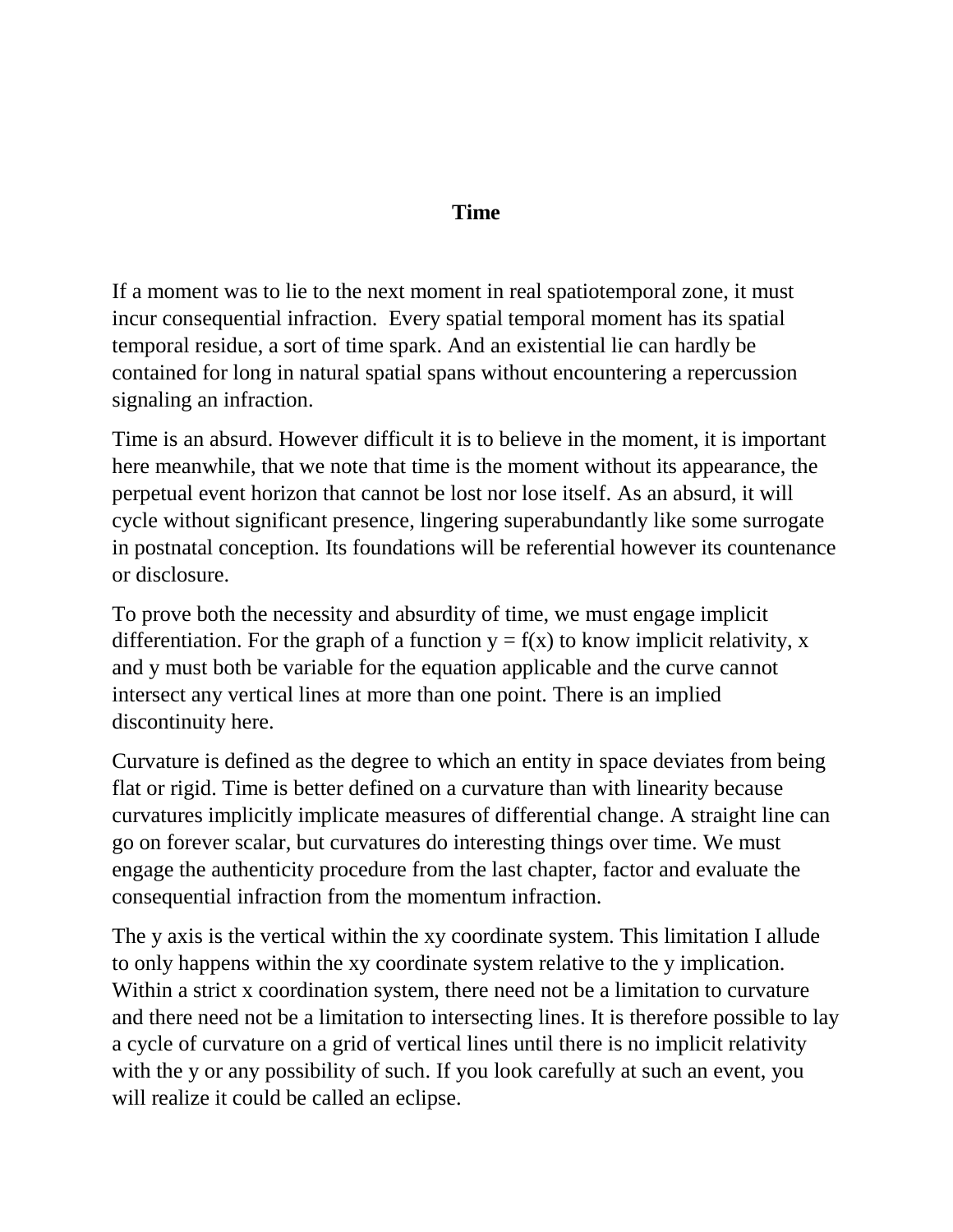# Time

If a moment was to lie to the next moment in real spatiotemporal zone, it must incur consequential infraction. Every spatial temporal moment has its spatial temporal residue, a sort of time spark. And an existential lie can hardly be contained for long in natural spatial spans without encountering a repercussion signaling an infraction.

Time is an absurd. However difficult it is to believe in the moment, it is important here meanwhile, that we note that time is the moment without its appearance, the perpetual event horizon that cannot be lost nor lose itself. As an absurd, it will cycle without significant presence, lingering superabundantly like some surrogate in postnatal conception. Its foundations will be referential however its countenance or disclosure.

To prove both the necessity and absurdity of time, we must engage implicit differentiation. For the graph of a function $y = f(x)$ to know implicit relativity, x and y must both be variable for the equation applicable and the curve cannot intersect any vertical lines at more than one point. There is an implied discontinuity here.

Curvature is defined as the degree to which an entity in space deviates from being flat or rigid. Time is better defined on a curvature than with linearity because curvatures implicitly implicate measures of differential change. A straight line can go on forever scalar, but curvatures do interesting things over time. We must engage the authenticity procedure from the last chapter, factor and evaluate the consequential infraction from the momentum infraction.

The y axis is the vertical within the xy coordinate system. This limitation I allude to only happens within the xy coordinate system relative to the y implication. Within a strict x coordination system, there need not be a limitation to curvature and there need not be a limitation to intersecting lines. It is therefore possible to lay a cycle of curvature on a grid of vertical lines until there is no implicit relativity with the y or any possibility of such. If you look carefully at such an event, you will realize it could be called an eclipse.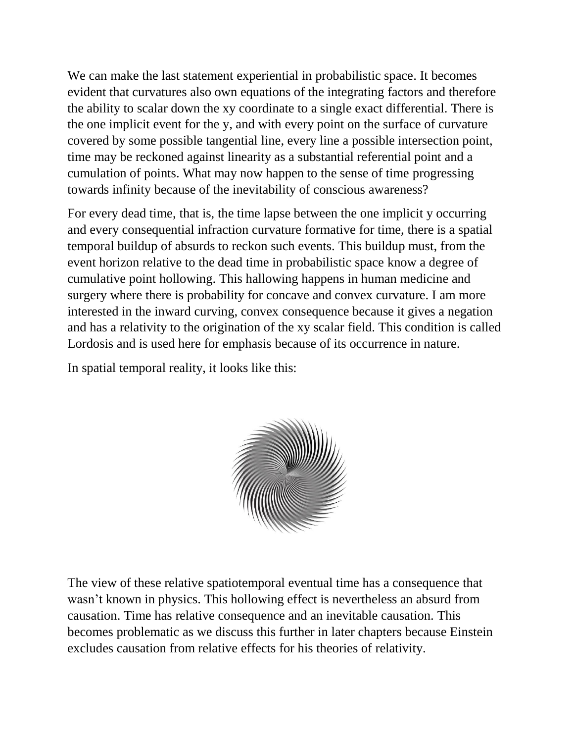We can make the last statement experiential in probabilistic space. It becomes evident that curvatures also own equations of the integrating factors and therefore the ability to scalar down the xy coordinate to a single exact differential. There is the one implicit event for the y, and with every point on the surface of curvature covered by some possible tangential line, every line a possible intersection point, time may be reckoned against linearity as a substantial referential point and a cumulation of points. What may now happen to the sense of time progressing towards infinity because of the inevitability of conscious awareness?

For every dead time, that is, the time lapse between the one implicit y occurring and every consequential infraction curvature formative for time, there is a spatial temporal buildup of absurds to reckon such events. This buildup must, from the event horizon relative to the dead time in probabilistic space know a degree of cumulative point hollowing. This hallowing happens in human medicine and surgery where there is probability for concave and convex curvature. I am more interested in the inward curving, convex consequence because it gives a negation and has a relativity to the origination of the xy scalar field. This condition is called Lordosis and is used here for emphasis because of its occurrence in nature.

In spatial temporal reality, it looks like this:

The view of these relative spatiotemporal eventual time has a consequence that wasn't known in physics. This hollowing effect is nevertheless an absurd from causation. Time has relative consequence and an inevitable causation. This becomes problematic as we discuss this further in later chapters because Einstein excludes causation from relative effects for his theories of relativity.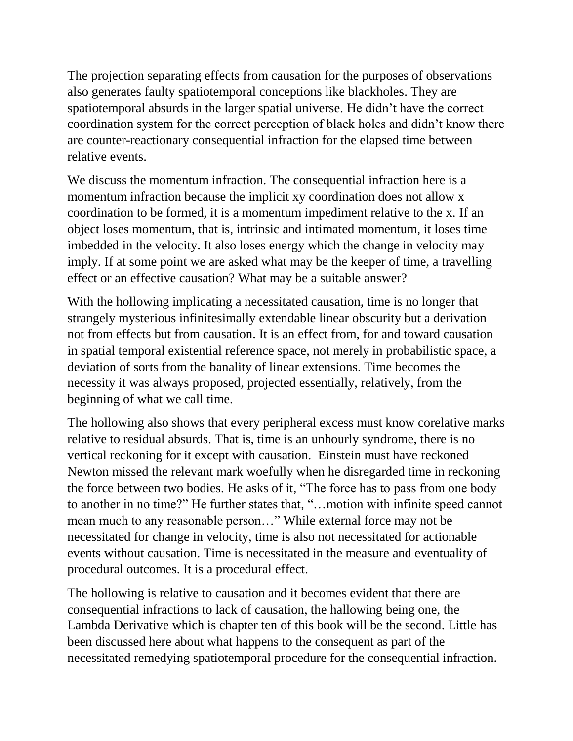The projection separating effects from causation for the purposes of observations also generates faulty spatiotemporal conceptions like blackholes. They are spatiotemporal absurds in the larger spatial universe. He didn't have the correct coordination system for the correct perception of black holes and didn't know there are counter-reactionary consequential infraction for the elapsed time between relative events.

We discuss the momentum infraction. The consequential infraction here is a momentum infraction because the implicit xy coordination does not allow x coordination to be formed, it is a momentum impediment relative to the x. If an object loses momentum, that is, intrinsic and intimated momentum, it loses time imbedded in the velocity. It also loses energy which the change in velocity may imply. If at some point we are asked what may be the keeper of time, a travelling effect or an effective causation? What may be a suitable answer?

With the hollowing implicating a necessitated causation, time is no longer that strangely mysterious infinitesimally extendable linear obscurity but a derivation not from effects but from causation. It is an effect from, for and toward causation in spatial temporal existential reference space, not merely in probabilistic space, a deviation of sorts from the banality of linear extensions. Time becomes the necessity it was always proposed, projected essentially, relatively, from the beginning of what we call time.

The hollowing also shows that every peripheral excess must know corelative marks relative to residual absurds. That is, time is an unhourly syndrome, there is no vertical reckoning for it except with causation. Einstein must have reckoned Newton missed the relevant mark woefully when he disregarded time in reckoning the force between two bodies. He asks of it, "The force has to pass from one body to another in no time?" He further states that, "…motion with infinite speed cannot mean much to any reasonable person…" While external force may not be necessitated for change in velocity, time is also not necessitated for actionable events without causation. Time is necessitated in the measure and eventuality of procedural outcomes. It is a procedural effect.

The hollowing is relative to causation and it becomes evident that there are consequential infractions to lack of causation, the hallowing being one, the Lambda Derivative which is chapter ten of this book will be the second. Little has been discussed here about what happens to the consequent as part of the necessitated remedying spatiotemporal procedure for the consequential infraction.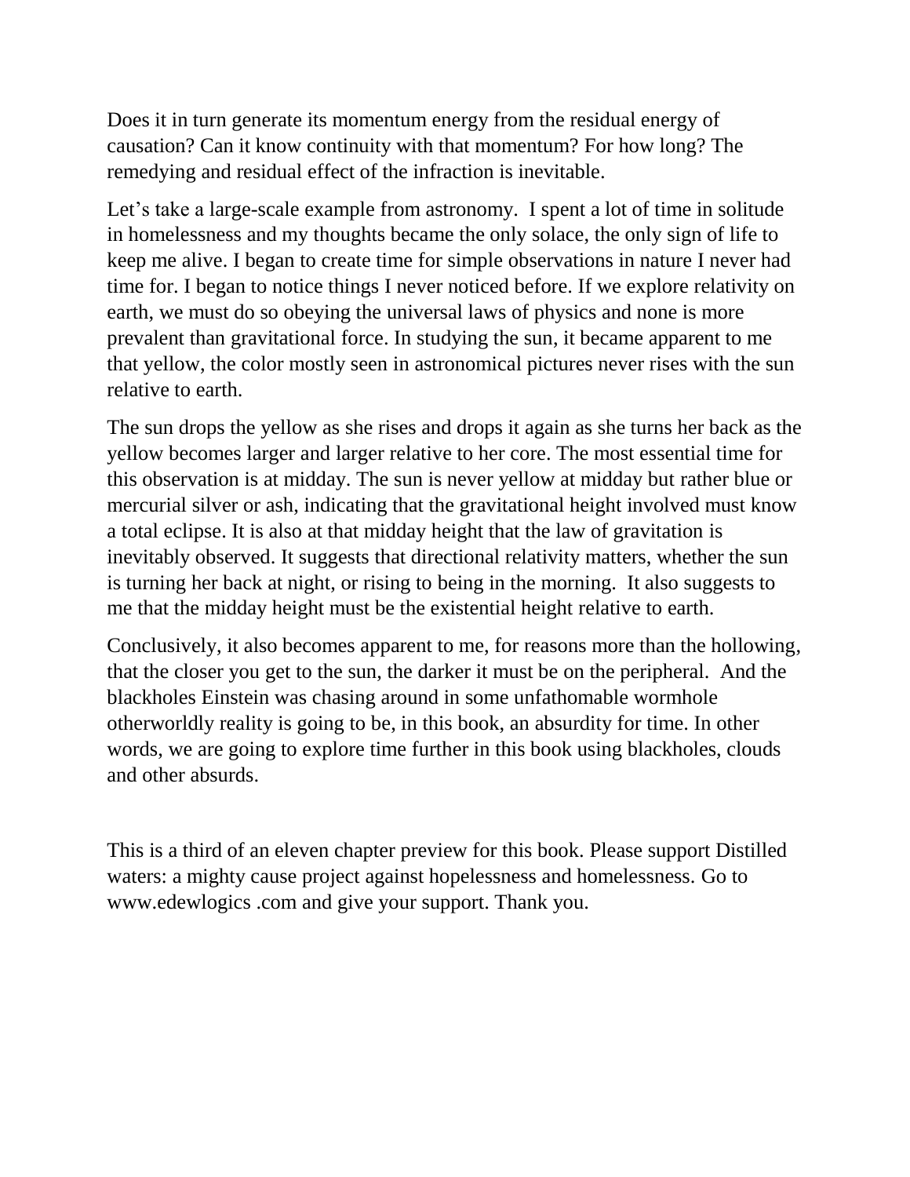Does it in turn generate its momentum energy from the residual energy of causation? Can it know continuity with that momentum? For how long? The remedying and residual effect of the infraction is inevitable.

Let's take a large-scale example from astronomy. I spent a lot of time in solitude in homelessness and my thoughts became the only solace, the only sign of life to keep me alive. I began to create time for simple observations in nature I never had time for. I began to notice things I never noticed before. If we explore relativity on earth, we must do so obeying the universal laws of physics and none is more prevalent than gravitational force. In studying the sun, it became apparent to me that yellow, the color mostly seen in astronomical pictures never rises with the sun relative to earth.

The sun drops the yellow as she rises and drops it again as she turns her back as the yellow becomes larger and larger relative to her core. The most essential time for this observation is at midday. The sun is never yellow at midday but rather blue or mercurial silver or ash, indicating that the gravitational height involved must know a total eclipse. It is also at that midday height that the law of gravitation is inevitably observed. It suggests that directional relativity matters, whether the sun is turning her back at night, or rising to being in the morning. It also suggests to me that the midday height must be the existential height relative to earth.

Conclusively, it also becomes apparent to me, for reasons more than the hollowing, that the closer you get to the sun, the darker it must be on the peripheral. And the blackholes Einstein was chasing around in some unfathomable wormhole otherworldly reality is going to be, in this book, an absurdity for time. In other words, we are going to explore time further in this book using blackholes, clouds and other absurds.

This is a third of an eleven chapter preview for this book. Please support Distilled waters: a mighty cause project against hopelessness and homelessness. Go to www.edewlogics .com and give your support. Thank you.